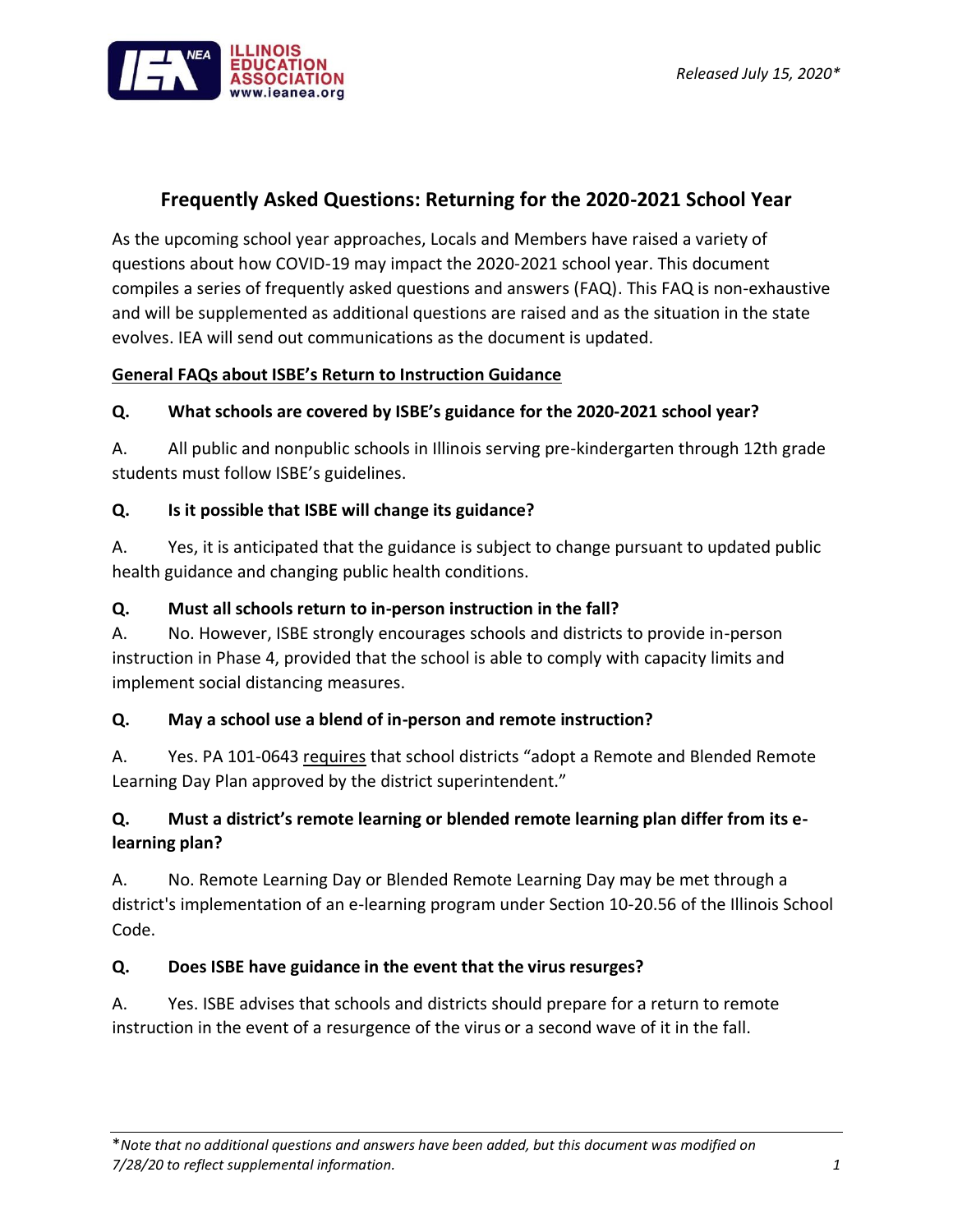*Released July 15, 2020**

# Frequently Asked Questions: Returning for the 2020-2021 School Year

As the upcoming school year approaches, Locals and Members have raised a variety of questions about how COVID-19 may impact the 2020-2021 school year. This document compiles a series of frequently asked questions and answers (FAQ). This FAQ is non-exhaustive and will be supplemented as additional questions are raised and as the situation in the state evolves. IEA will send out communications as the document is updated.

## General FAQs about ISBE's Return to Instruction Guidance

**Q. What schools are covered by ISBE's guidance for the 2020-2021 school year?**

A. All public and nonpublic schools in Illinois serving pre-kindergarten through 12th grade students must follow ISBE's guidelines.

**Q. Is it possible that ISBE will change its guidance?**

A. Yes, it is anticipated that the guidance is subject to change pursuant to updated public health guidance and changing public health conditions.

**Q. Must all schools return to in-person instruction in the fall?**

A. No. However, ISBE strongly encourages schools and districts to provide in-person instruction in Phase 4, provided that the school is able to comply with capacity limits and implement social distancing measures.

**Q. May a school use a blend of in-person and remote instruction?**

A. Yes. PA 101-0643 requires that school districts "adopt a Remote and Blended Remote Learning Day Plan approved by the district superintendent."

**Q. Must a district's remote learning or blended remote learning plan differ from its e-learning plan?**

A. No. Remote Learning Day or Blended Remote Learning Day may be met through a district's implementation of an e-learning program under Section 10-20.56 of the Illinois School Code.

**Q. Does ISBE have guidance in the event that the virus resurges?**

A. Yes. ISBE advises that schools and districts should prepare for a return to remote instruction in the event of a resurgence of the virus or a second wave of it in the fall.

*Note that no additional questions and answers have been added, but this document was modified on 7/28/20 to reflect supplemental information.*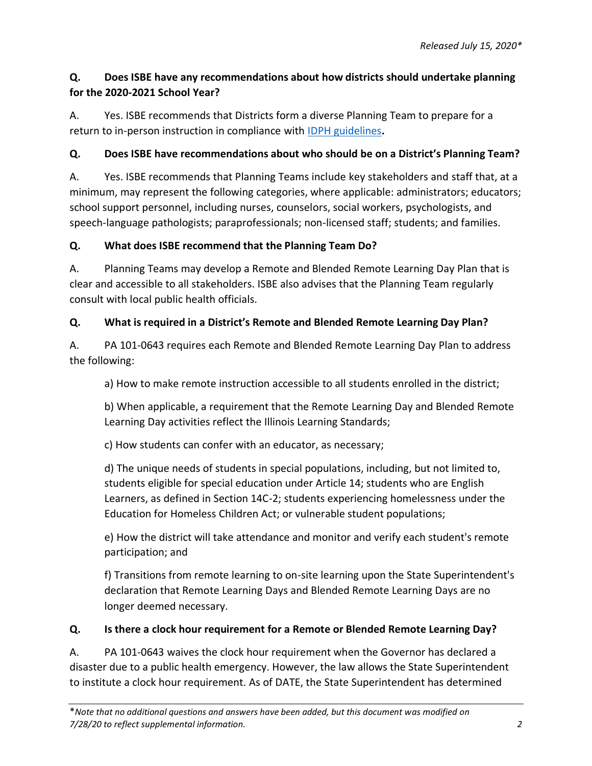*Released July 15, 2020**

**Q. Does ISBE have any recommendations about how districts should undertake planning for the 2020-2021 School Year?**

A. Yes. ISBE recommends that Districts form a diverse Planning Team to prepare for a return to in-person instruction in compliance with [IDPH guidelines](#)**.**

**Q. Does ISBE have recommendations about who should be on a District's Planning Team?**

A. Yes. ISBE recommends that Planning Teams include key stakeholders and staff that, at a minimum, may represent the following categories, where applicable: administrators; educators; school support personnel, including nurses, counselors, social workers, psychologists, and speech-language pathologists; paraprofessionals; non-licensed staff; students; and families.

**Q. What does ISBE recommend that the Planning Team Do?**

A. Planning Teams may develop a Remote and Blended Remote Learning Day Plan that is clear and accessible to all stakeholders. ISBE also advises that the Planning Team regularly consult with local public health officials.

**Q. What is required in a District's Remote and Blended Remote Learning Day Plan?**

A. PA 101-0643 requires each Remote and Blended Remote Learning Day Plan to address the following:

> a) How to make remote instruction accessible to all students enrolled in the district;
>
> b) When applicable, a requirement that the Remote Learning Day and Blended Remote Learning Day activities reflect the Illinois Learning Standards;
>
> c) How students can confer with an educator, as necessary;
>
> d) The unique needs of students in special populations, including, but not limited to, students eligible for special education under Article 14; students who are English Learners, as defined in Section 14C-2; students experiencing homelessness under the Education for Homeless Children Act; or vulnerable student populations;
>
> e) How the district will take attendance and monitor and verify each student's remote participation; and
>
> f) Transitions from remote learning to on-site learning upon the State Superintendent's declaration that Remote Learning Days and Blended Remote Learning Days are no longer deemed necessary.

**Q. Is there a clock hour requirement for a Remote or Blended Remote Learning Day?**

A. PA 101-0643 waives the clock hour requirement when the Governor has declared a disaster due to a public health emergency. However, the law allows the State Superintendent to institute a clock hour requirement. As of DATE, the State Superintendent has determined

*\*Note that no additional questions and answers have been added, but this document was modified on 7/28/20 to reflect supplemental information.*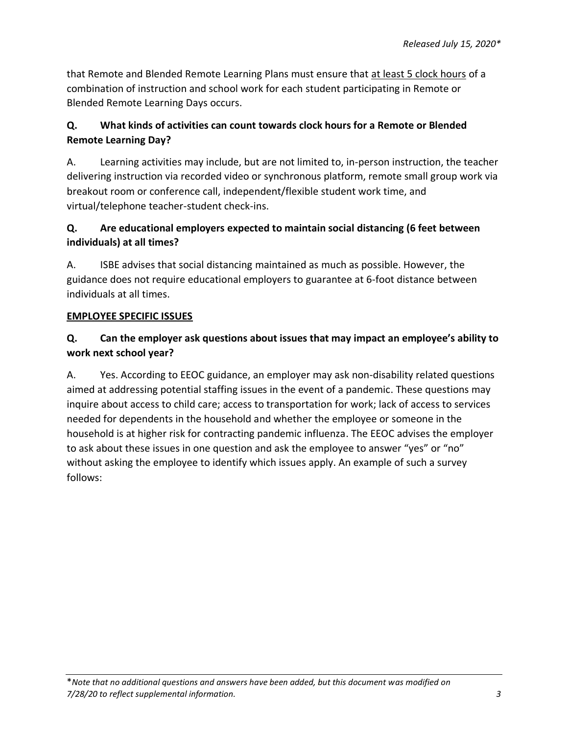that Remote and Blended Remote Learning Plans must ensure that <u>at least 5 clock hours</u> of a combination of instruction and school work for each student participating in Remote or Blended Remote Learning Days occurs.

**Q. What kinds of activities can count towards clock hours for a Remote or Blended Remote Learning Day?**

A. Learning activities may include, but are not limited to, in-person instruction, the teacher delivering instruction via recorded video or synchronous platform, remote small group work via breakout room or conference call, independent/flexible student work time, and virtual/telephone teacher-student check-ins.

**Q. Are educational employers expected to maintain social distancing (6 feet between individuals) at all times?**

A. ISBE advises that social distancing maintained as much as possible. However, the guidance does not require educational employers to guarantee at 6-foot distance between individuals at all times.

**<u>EMPLOYEE SPECIFIC ISSUES</u>**

**Q. Can the employer ask questions about issues that may impact an employee's ability to work next school year?**

A. Yes. According to EEOC guidance, an employer may ask non-disability related questions aimed at addressing potential staffing issues in the event of a pandemic. These questions may inquire about access to child care; access to transportation for work; lack of access to services needed for dependents in the household and whether the employee or someone in the household is at higher risk for contracting pandemic influenza. The EEOC advises the employer to ask about these issues in one question and ask the employee to answer "yes" or "no" without asking the employee to identify which issues apply. An example of such a survey follows:

*Note that no additional questions and answers have been added, but this document was modified on 7/28/20 to reflect supplemental information.*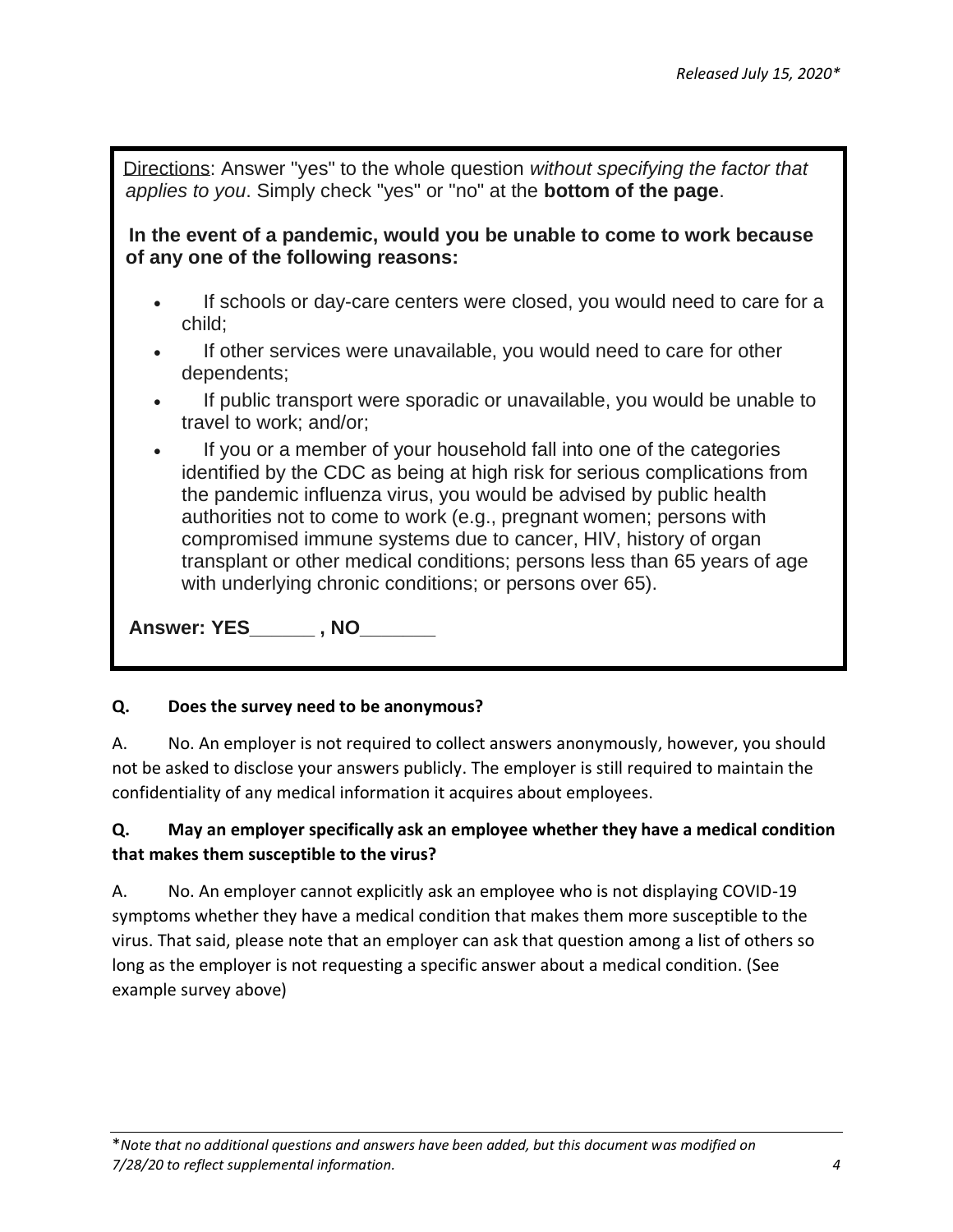Directions: Answer "yes" to the whole question *without specifying the factor that applies to you*. Simply check "yes" or "no" at the **bottom of the page**.

**In the event of a pandemic, would you be unable to come to work because of any one of the following reasons:**

- If schools or day-care centers were closed, you would need to care for a child;
- If other services were unavailable, you would need to care for other dependents;
- If public transport were sporadic or unavailable, you would be unable to travel to work; and/or;
- If you or a member of your household fall into one of the categories identified by the CDC as being at high risk for serious complications from the pandemic influenza virus, you would be advised by public health authorities not to come to work (e.g., pregnant women; persons with compromised immune systems due to cancer, HIV, history of organ transplant or other medical conditions; persons less than 65 years of age with underlying chronic conditions; or persons over 65).

**Answer: YES______ , NO_______**

**Q. Does the survey need to be anonymous?**

A. No. An employer is not required to collect answers anonymously, however, you should not be asked to disclose your answers publicly. The employer is still required to maintain the confidentiality of any medical information it acquires about employees.

**Q. May an employer specifically ask an employee whether they have a medical condition that makes them susceptible to the virus?**

A. No. An employer cannot explicitly ask an employee who is not displaying COVID-19 symptoms whether they have a medical condition that makes them more susceptible to the virus. That said, please note that an employer can ask that question among a list of others so long as the employer is not requesting a specific answer about a medical condition. (See example survey above)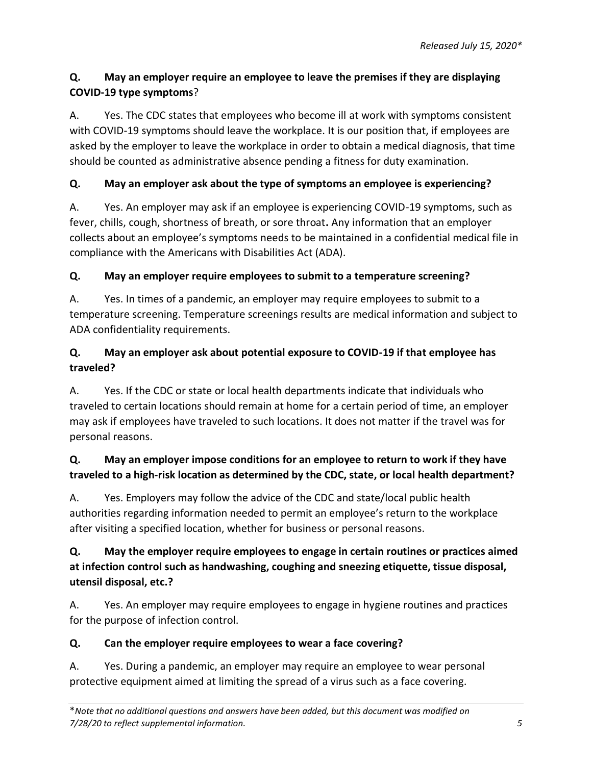*Released July 15, 2020**

**Q. May an employer require an employee to leave the premises if they are displaying COVID-19 type symptoms**?

A. Yes. The CDC states that employees who become ill at work with symptoms consistent with COVID-19 symptoms should leave the workplace. It is our position that, if employees are asked by the employer to leave the workplace in order to obtain a medical diagnosis, that time should be counted as administrative absence pending a fitness for duty examination.

**Q. May an employer ask about the type of symptoms an employee is experiencing?**

A. Yes. An employer may ask if an employee is experiencing COVID-19 symptoms, such as fever, chills, cough, shortness of breath, or sore throat**.** Any information that an employer collects about an employee's symptoms needs to be maintained in a confidential medical file in compliance with the Americans with Disabilities Act (ADA).

**Q. May an employer require employees to submit to a temperature screening?**

A. Yes. In times of a pandemic, an employer may require employees to submit to a temperature screening. Temperature screenings results are medical information and subject to ADA confidentiality requirements.

**Q. May an employer ask about potential exposure to COVID-19 if that employee has traveled?**

A. Yes. If the CDC or state or local health departments indicate that individuals who traveled to certain locations should remain at home for a certain period of time, an employer may ask if employees have traveled to such locations. It does not matter if the travel was for personal reasons.

**Q. May an employer impose conditions for an employee to return to work if they have traveled to a high-risk location as determined by the CDC, state, or local health department?**

A. Yes. Employers may follow the advice of the CDC and state/local public health authorities regarding information needed to permit an employee's return to the workplace after visiting a specified location, whether for business or personal reasons.

**Q. May the employer require employees to engage in certain routines or practices aimed at infection control such as handwashing, coughing and sneezing etiquette, tissue disposal, utensil disposal, etc.?**

A. Yes. An employer may require employees to engage in hygiene routines and practices for the purpose of infection control.

**Q. Can the employer require employees to wear a face covering?**

A. Yes. During a pandemic, an employer may require an employee to wear personal protective equipment aimed at limiting the spread of a virus such as a face covering.

---

**Note that no additional questions and answers have been added, but this document was modified on 7/28/20 to reflect supplemental information.*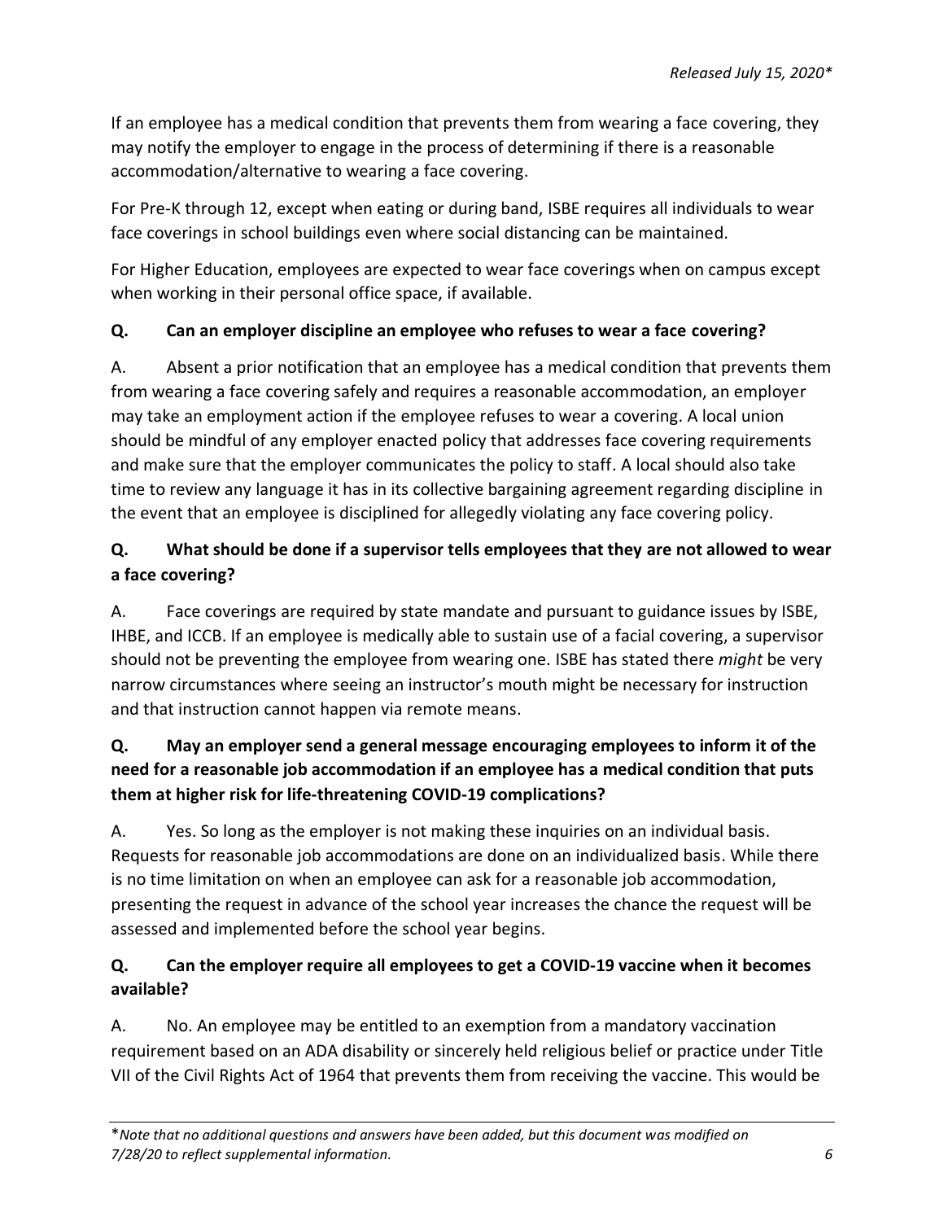If an employee has a medical condition that prevents them from wearing a face covering, they may notify the employer to engage in the process of determining if there is a reasonable accommodation/alternative to wearing a face covering.

For Pre-K through 12, except when eating or during band, ISBE requires all individuals to wear face coverings in school buildings even where social distancing can be maintained.

For Higher Education, employees are expected to wear face coverings when on campus except when working in their personal office space, if available.

**Q. Can an employer discipline an employee who refuses to wear a face covering?**

A. Absent a prior notification that an employee has a medical condition that prevents them from wearing a face covering safely and requires a reasonable accommodation, an employer may take an employment action if the employee refuses to wear a covering. A local union should be mindful of any employer enacted policy that addresses face covering requirements and make sure that the employer communicates the policy to staff. A local should also take time to review any language it has in its collective bargaining agreement regarding discipline in the event that an employee is disciplined for allegedly violating any face covering policy.

**Q. What should be done if a supervisor tells employees that they are not allowed to wear a face covering?**

A. Face coverings are required by state mandate and pursuant to guidance issues by ISBE, IHBE, and ICCB. If an employee is medically able to sustain use of a facial covering, a supervisor should not be preventing the employee from wearing one. ISBE has stated there *might* be very narrow circumstances where seeing an instructor's mouth might be necessary for instruction and that instruction cannot happen via remote means.

**Q. May an employer send a general message encouraging employees to inform it of the need for a reasonable job accommodation if an employee has a medical condition that puts them at higher risk for life-threatening COVID-19 complications?**

A. Yes. So long as the employer is not making these inquiries on an individual basis. Requests for reasonable job accommodations are done on an individualized basis. While there is no time limitation on when an employee can ask for a reasonable job accommodation, presenting the request in advance of the school year increases the chance the request will be assessed and implemented before the school year begins.

**Q. Can the employer require all employees to get a COVID-19 vaccine when it becomes available?**

A. No. An employee may be entitled to an exemption from a mandatory vaccination requirement based on an ADA disability or sincerely held religious belief or practice under Title VII of the Civil Rights Act of 1964 that prevents them from receiving the vaccine. This would be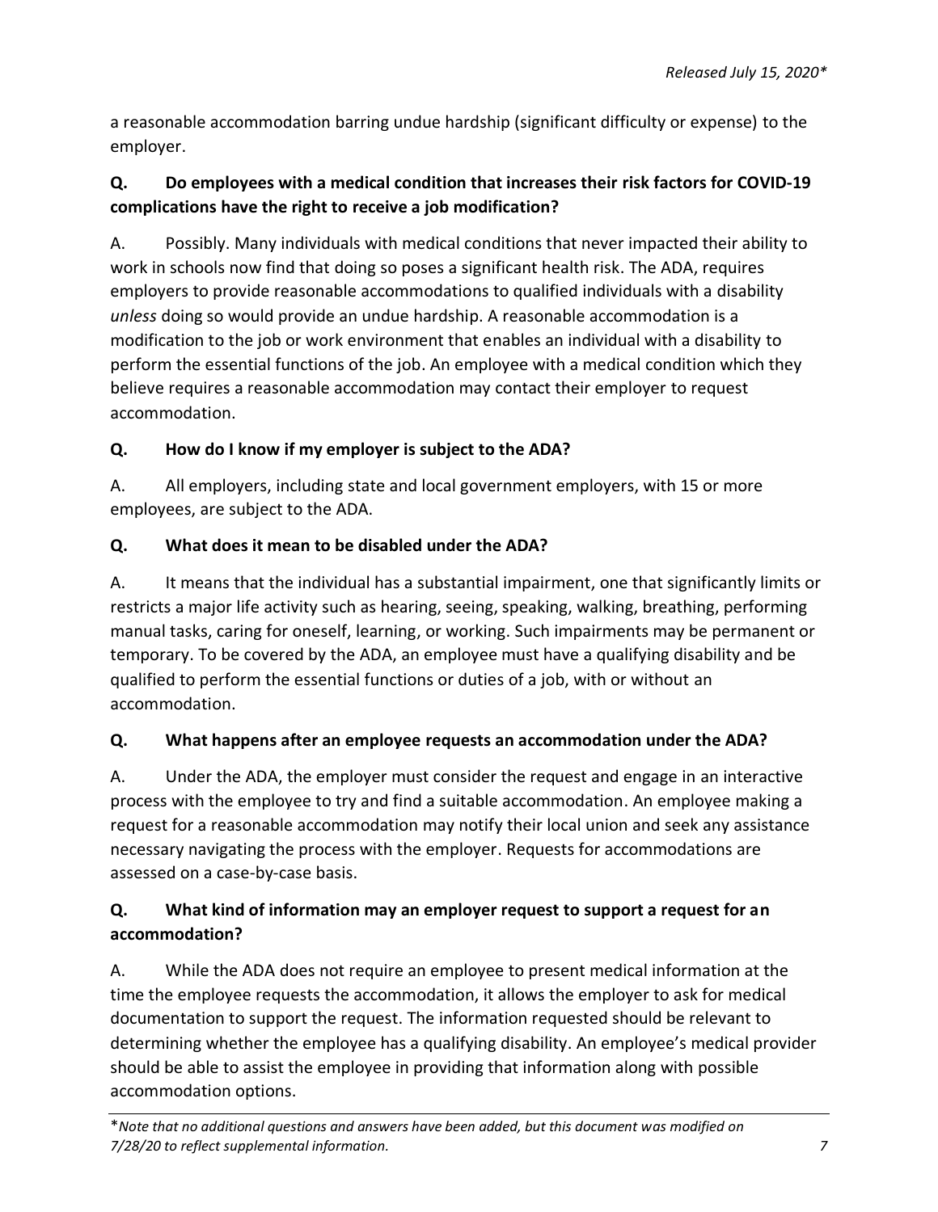a reasonable accommodation barring undue hardship (significant difficulty or expense) to the employer.

**Q. Do employees with a medical condition that increases their risk factors for COVID-19 complications have the right to receive a job modification?**

A. Possibly. Many individuals with medical conditions that never impacted their ability to work in schools now find that doing so poses a significant health risk. The ADA, requires employers to provide reasonable accommodations to qualified individuals with a disability *unless* doing so would provide an undue hardship. A reasonable accommodation is a modification to the job or work environment that enables an individual with a disability to perform the essential functions of the job. An employee with a medical condition which they believe requires a reasonable accommodation may contact their employer to request accommodation.

**Q. How do I know if my employer is subject to the ADA?**

A. All employers, including state and local government employers, with 15 or more employees, are subject to the ADA.

**Q. What does it mean to be disabled under the ADA?**

A. It means that the individual has a substantial impairment, one that significantly limits or restricts a major life activity such as hearing, seeing, speaking, walking, breathing, performing manual tasks, caring for oneself, learning, or working. Such impairments may be permanent or temporary. To be covered by the ADA, an employee must have a qualifying disability and be qualified to perform the essential functions or duties of a job, with or without an accommodation.

**Q. What happens after an employee requests an accommodation under the ADA?**

A. Under the ADA, the employer must consider the request and engage in an interactive process with the employee to try and find a suitable accommodation. An employee making a request for a reasonable accommodation may notify their local union and seek any assistance necessary navigating the process with the employer. Requests for accommodations are assessed on a case-by-case basis.

**Q. What kind of information may an employer request to support a request for an accommodation?**

A. While the ADA does not require an employee to present medical information at the time the employee requests the accommodation, it allows the employer to ask for medical documentation to support the request. The information requested should be relevant to determining whether the employee has a qualifying disability. An employee's medical provider should be able to assist the employee in providing that information along with possible accommodation options.

\**Note that no additional questions and answers have been added, but this document was modified on 7/28/20 to reflect supplemental information.*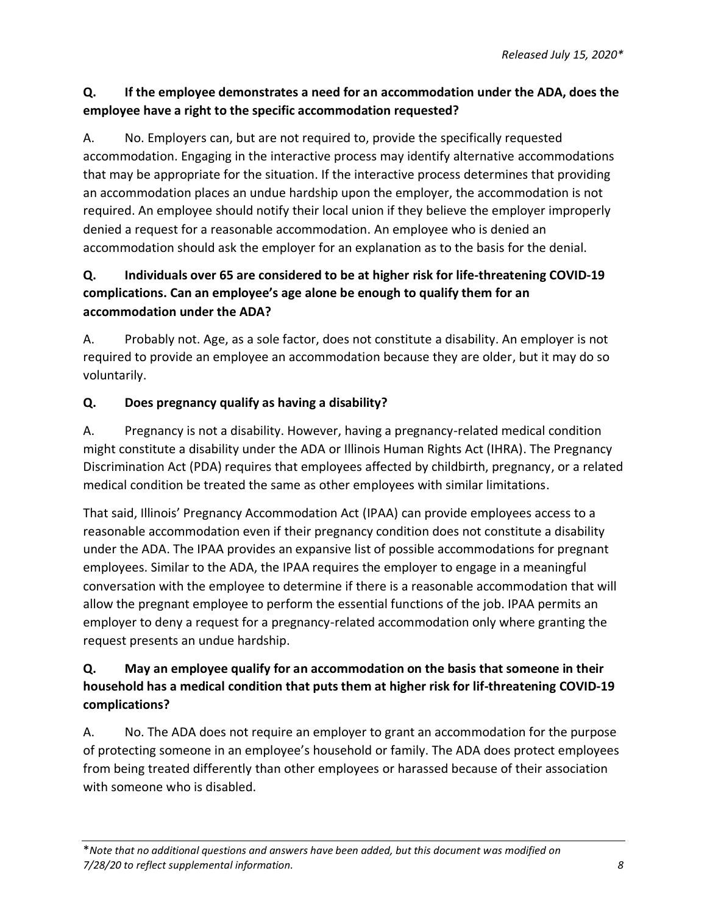*Released July 15, 2020**

**Q. If the employee demonstrates a need for an accommodation under the ADA, does the employee have a right to the specific accommodation requested?**

A. No. Employers can, but are not required to, provide the specifically requested accommodation. Engaging in the interactive process may identify alternative accommodations that may be appropriate for the situation. If the interactive process determines that providing an accommodation places an undue hardship upon the employer, the accommodation is not required. An employee should notify their local union if they believe the employer improperly denied a request for a reasonable accommodation. An employee who is denied an accommodation should ask the employer for an explanation as to the basis for the denial.

**Q. Individuals over 65 are considered to be at higher risk for life-threatening COVID-19 complications. Can an employee's age alone be enough to qualify them for an accommodation under the ADA?**

A. Probably not. Age, as a sole factor, does not constitute a disability. An employer is not required to provide an employee an accommodation because they are older, but it may do so voluntarily.

**Q. Does pregnancy qualify as having a disability?**

A. Pregnancy is not a disability. However, having a pregnancy-related medical condition might constitute a disability under the ADA or Illinois Human Rights Act (IHRA). The Pregnancy Discrimination Act (PDA) requires that employees affected by childbirth, pregnancy, or a related medical condition be treated the same as other employees with similar limitations.

That said, Illinois' Pregnancy Accommodation Act (IPAA) can provide employees access to a reasonable accommodation even if their pregnancy condition does not constitute a disability under the ADA. The IPAA provides an expansive list of possible accommodations for pregnant employees. Similar to the ADA, the IPAA requires the employer to engage in a meaningful conversation with the employee to determine if there is a reasonable accommodation that will allow the pregnant employee to perform the essential functions of the job. IPAA permits an employer to deny a request for a pregnancy-related accommodation only where granting the request presents an undue hardship.

**Q. May an employee qualify for an accommodation on the basis that someone in their household has a medical condition that puts them at higher risk for lif-threatening COVID-19 complications?**

A. No. The ADA does not require an employer to grant an accommodation for the purpose of protecting someone in an employee's household or family. The ADA does protect employees from being treated differently than other employees or harassed because of their association with someone who is disabled.

---

**Note that no additional questions and answers have been added, but this document was modified on 7/28/20 to reflect supplemental information.*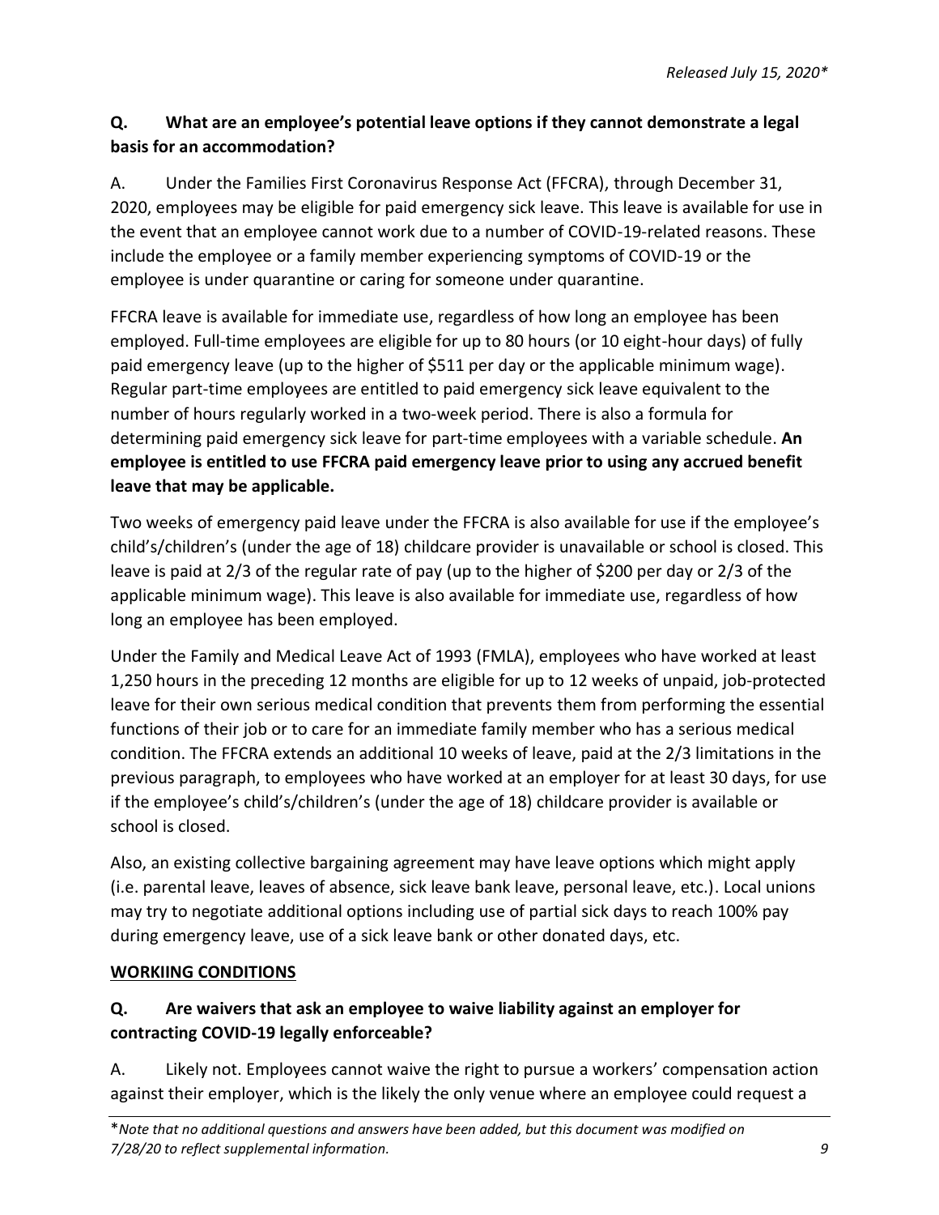*Released July 15, 2020**

**Q. What are an employee's potential leave options if they cannot demonstrate a legal basis for an accommodation?**

A. Under the Families First Coronavirus Response Act (FFCRA), through December 31, 2020, employees may be eligible for paid emergency sick leave. This leave is available for use in the event that an employee cannot work due to a number of COVID-19-related reasons. These include the employee or a family member experiencing symptoms of COVID-19 or the employee is under quarantine or caring for someone under quarantine.

FFCRA leave is available for immediate use, regardless of how long an employee has been employed. Full-time employees are eligible for up to 80 hours (or 10 eight-hour days) of fully paid emergency leave (up to the higher of $511 per day or the applicable minimum wage). Regular part-time employees are entitled to paid emergency sick leave equivalent to the number of hours regularly worked in a two-week period. There is also a formula for determining paid emergency sick leave for part-time employees with a variable schedule. **An employee is entitled to use FFCRA paid emergency leave prior to using any accrued benefit leave that may be applicable.**

Two weeks of emergency paid leave under the FFCRA is also available for use if the employee's child's/children's (under the age of 18) childcare provider is unavailable or school is closed. This leave is paid at 2/3 of the regular rate of pay (up to the higher of $200 per day or 2/3 of the applicable minimum wage). This leave is also available for immediate use, regardless of how long an employee has been employed.

Under the Family and Medical Leave Act of 1993 (FMLA), employees who have worked at least 1,250 hours in the preceding 12 months are eligible for up to 12 weeks of unpaid, job-protected leave for their own serious medical condition that prevents them from performing the essential functions of their job or to care for an immediate family member who has a serious medical condition. The FFCRA extends an additional 10 weeks of leave, paid at the 2/3 limitations in the previous paragraph, to employees who have worked at an employer for at least 30 days, for use if the employee's child's/children's (under the age of 18) childcare provider is available or school is closed.

Also, an existing collective bargaining agreement may have leave options which might apply (i.e. parental leave, leaves of absence, sick leave bank leave, personal leave, etc.). Local unions may try to negotiate additional options including use of partial sick days to reach 100% pay during emergency leave, use of a sick leave bank or other donated days, etc.

**<u>WORKIING CONDITIONS</u>**

**Q. Are waivers that ask an employee to waive liability against an employer for contracting COVID-19 legally enforceable?**

A. Likely not. Employees cannot waive the right to pursue a workers' compensation action against their employer, which is the likely the only venue where an employee could request a

**Note that no additional questions and answers have been added, but this document was modified on 7/28/20 to reflect supplemental information.*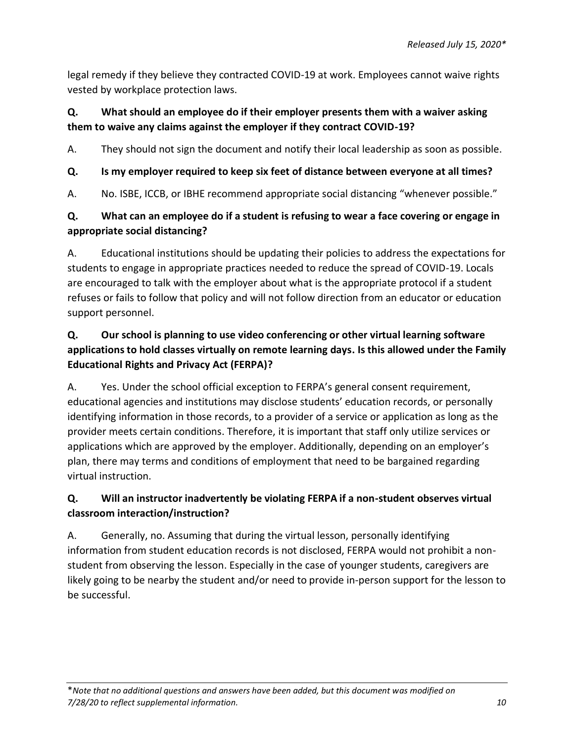legal remedy if they believe they contracted COVID-19 at work. Employees cannot waive rights vested by workplace protection laws.

**Q. What should an employee do if their employer presents them with a waiver asking them to waive any claims against the employer if they contract COVID-19?**

A. They should not sign the document and notify their local leadership as soon as possible.

**Q. Is my employer required to keep six feet of distance between everyone at all times?**

A. No. ISBE, ICCB, or IBHE recommend appropriate social distancing "whenever possible."

**Q. What can an employee do if a student is refusing to wear a face covering or engage in appropriate social distancing?**

A. Educational institutions should be updating their policies to address the expectations for students to engage in appropriate practices needed to reduce the spread of COVID-19. Locals are encouraged to talk with the employer about what is the appropriate protocol if a student refuses or fails to follow that policy and will not follow direction from an educator or education support personnel.

**Q. Our school is planning to use video conferencing or other virtual learning software applications to hold classes virtually on remote learning days. Is this allowed under the Family Educational Rights and Privacy Act (FERPA)?**

A. Yes. Under the school official exception to FERPA's general consent requirement, educational agencies and institutions may disclose students' education records, or personally identifying information in those records, to a provider of a service or application as long as the provider meets certain conditions. Therefore, it is important that staff only utilize services or applications which are approved by the employer. Additionally, depending on an employer's plan, there may terms and conditions of employment that need to be bargained regarding virtual instruction.

**Q. Will an instructor inadvertently be violating FERPA if a non-student observes virtual classroom interaction/instruction?**

A. Generally, no. Assuming that during the virtual lesson, personally identifying information from student education records is not disclosed, FERPA would not prohibit a non-student from observing the lesson. Especially in the case of younger students, caregivers are likely going to be nearby the student and/or need to provide in-person support for the lesson to be successful.

*\*Note that no additional questions and answers have been added, but this document was modified on 7/28/20 to reflect supplemental information.*